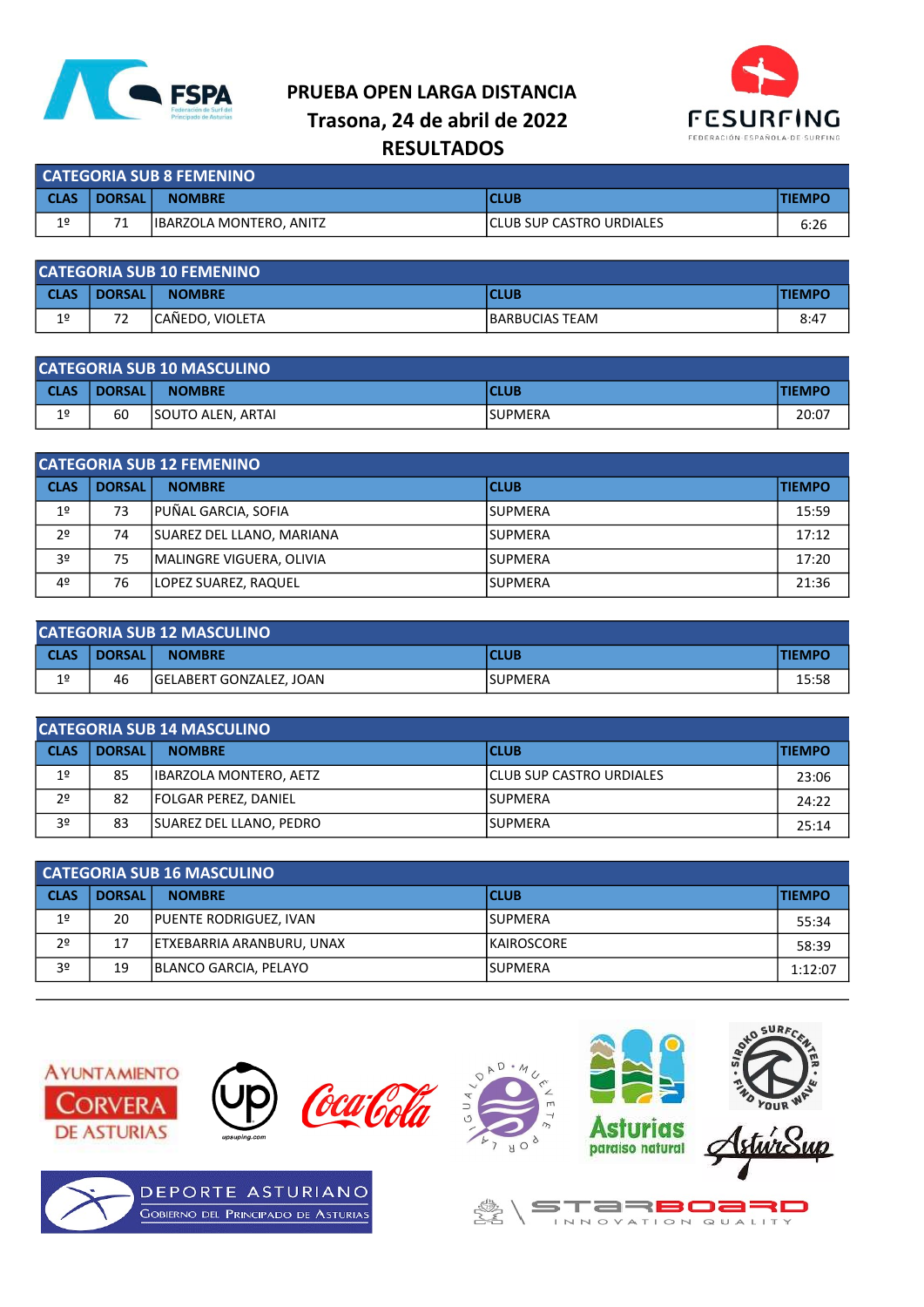# PRUEBA OPEN LARGA DISTANCIA
## Trasona, 24 de abril de 2022
## RESULTADOS

| CATEGORIA SUB 8 FEMENINO | | | | |
|---|---|---|---|---|
| **CLAS** | **DORSAL** | **NOMBRE** | **CLUB** | **TIEMPO** |
| 1º | 71 | IBARZOLA MONTERO, ANITZ | CLUB SUP CASTRO URDIALES | 6:26 |

| CATEGORIA SUB 10 FEMENINO | | | | |
|---|---|---|---|---|
| **CLAS** | **DORSAL** | **NOMBRE** | **CLUB** | **TIEMPO** |
| 1º | 72 | CAÑEDO, VIOLETA | BARBUCIAS TEAM | 8:47 |

| CATEGORIA SUB 10 MASCULINO | | | | |
|---|---|---|---|---|
| **CLAS** | **DORSAL** | **NOMBRE** | **CLUB** | **TIEMPO** |
| 1º | 60 | SOUTO ALEN, ARTAI | SUPMERA | 20:07 |

| CATEGORIA SUB 12 FEMENINO | | | | |
|---|---|---|---|---|
| **CLAS** | **DORSAL** | **NOMBRE** | **CLUB** | **TIEMPO** |
| 1º | 73 | PUÑAL GARCIA, SOFIA | SUPMERA | 15:59 |
| 2º | 74 | SUAREZ DEL LLANO, MARIANA | SUPMERA | 17:12 |
| 3º | 75 | MALINGRE VIGUERA, OLIVIA | SUPMERA | 17:20 |
| 4º | 76 | LOPEZ SUAREZ, RAQUEL | SUPMERA | 21:36 |

| CATEGORIA SUB 12 MASCULINO | | | | |
|---|---|---|---|---|
| **CLAS** | **DORSAL** | **NOMBRE** | **CLUB** | **TIEMPO** |
| 1º | 46 | GELABERT GONZALEZ, JOAN | SUPMERA | 15:58 |

| CATEGORIA SUB 14 MASCULINO | | | | |
|---|---|---|---|---|
| **CLAS** | **DORSAL** | **NOMBRE** | **CLUB** | **TIEMPO** |
| 1º | 85 | IBARZOLA MONTERO, AETZ | CLUB SUP CASTRO URDIALES | 23:06 |
| 2º | 82 | FOLGAR PEREZ, DANIEL | SUPMERA | 24:22 |
| 3º | 83 | SUAREZ DEL LLANO, PEDRO | SUPMERA | 25:14 |

| CATEGORIA SUB 16 MASCULINO | | | | |
|---|---|---|---|---|
| **CLAS** | **DORSAL** | **NOMBRE** | **CLUB** | **TIEMPO** |
| 1º | 20 | PUENTE RODRIGUEZ, IVAN | SUPMERA | 55:34 |
| 2º | 17 | ETXEBARRIA ARANBURU, UNAX | KAIROSCORE | 58:39 |
| 3º | 19 | BLANCO GARCIA, PELAYO | SUPMERA | 1:12:07 |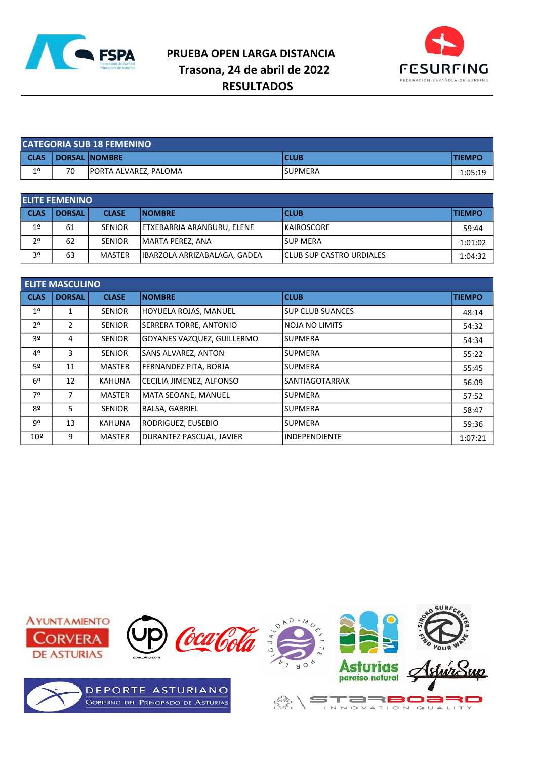# PRUEBA OPEN LARGA DISTANCIA
## Trasona, 24 de abril de 2022
## RESULTADOS

**CATEGORIA SUB 18 FEMENINO**

| CLAS | DORSAL | NOMBRE | CLUB | TIEMPO |
|---|---|---|---|---|
| 1º | 70 | PORTA ALVAREZ, PALOMA | SUPMERA | 1:05:19 |

**ELITE FEMENINO**

| CLAS | DORSAL | CLASE | NOMBRE | CLUB | TIEMPO |
|---|---|---|---|---|---|
| 1º | 61 | SENIOR | ETXEBARRIA ARANBURU, ELENE | KAIROSCORE | 59:44 |
| 2º | 62 | SENIOR | MARTA PEREZ, ANA | SUP MERA | 1:01:02 |
| 3º | 63 | MASTER | IBARZOLA ARRIZABALAGA, GADEA | CLUB SUP CASTRO URDIALES | 1:04:32 |

**ELITE MASCULINO**

| CLAS | DORSAL | CLASE | NOMBRE | CLUB | TIEMPO |
|---|---|---|---|---|---|
| 1º | 1 | SENIOR | HOYUELA ROJAS, MANUEL | SUP CLUB SUANCES | 48:14 |
| 2º | 2 | SENIOR | SERRERA TORRE, ANTONIO | NOJA NO LIMITS | 54:32 |
| 3º | 4 | SENIOR | GOYANES VAZQUEZ, GUILLERMO | SUPMERA | 54:34 |
| 4º | 3 | SENIOR | SANS ALVAREZ, ANTON | SUPMERA | 55:22 |
| 5º | 11 | MASTER | FERNANDEZ PITA, BORJA | SUPMERA | 55:45 |
| 6º | 12 | KAHUNA | CECILIA JIMENEZ, ALFONSO | SANTIAGOTARRAK | 56:09 |
| 7º | 7 | MASTER | MATA SEOANE, MANUEL | SUPMERA | 57:52 |
| 8º | 5 | SENIOR | BALSA, GABRIEL | SUPMERA | 58:47 |
| 9º | 13 | KAHUNA | RODRIGUEZ, EUSEBIO | SUPMERA | 59:36 |
| 10º | 9 | MASTER | DURANTEZ PASCUAL, JAVIER | INDEPENDIENTE | 1:07:21 |